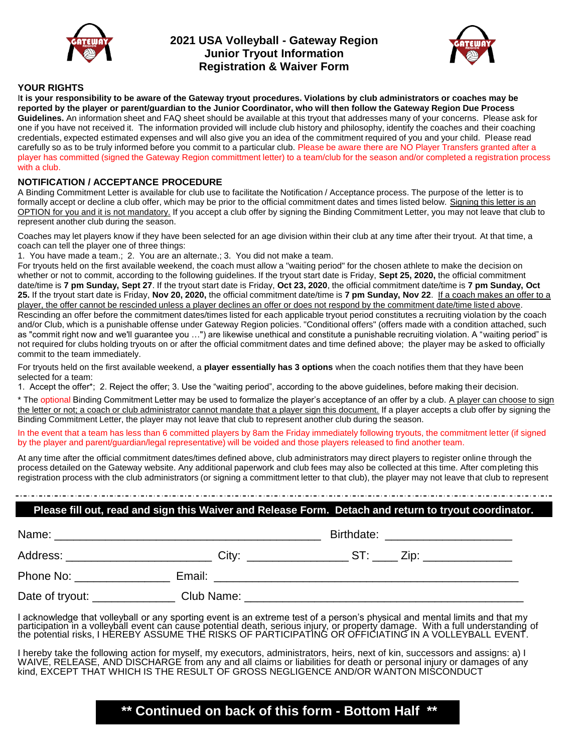# 2021 USA Volleyball - Gateway Region
## Junior Tryout Information
## Registration & Waiver Form

### YOUR RIGHTS

I**t is your responsibility to be aware of the Gateway tryout procedures. Violations by club administrators or coaches may be reported by the player or parent/guardian to the Junior Coordinator, who will then follow the Gateway Region Due Process Guidelines.** An information sheet and FAQ sheet should be available at this tryout that addresses many of your concerns. Please ask for one if you have not received it. The information provided will include club history and philosophy, identify the coaches and their coaching credentials, expected estimated expenses and will also give you an idea of the commitment required of you and your child. Please read carefully so as to be truly informed before you commit to a particular club. Please be aware there are NO Player Transfers granted after a player has committed (signed the Gateway Region committment letter) to a team/club for the season and/or completed a registration process with a club.

### NOTIFICATION / ACCEPTANCE PROCEDURE

A Binding Commitment Letter is available for club use to facilitate the Notification / Acceptance process. The purpose of the letter is to formally accept or decline a club offer, which may be prior to the official commitment dates and times listed below. Signing this letter is an OPTION for you and it is not mandatory. If you accept a club offer by signing the Binding Commitment Letter, you may not leave that club to represent another club during the season.

Coaches may let players know if they have been selected for an age division within their club at any time after their tryout. At that time, a coach can tell the player one of three things:

1. You have made a team.; 2. You are an alternate.; 3. You did not make a team.

For tryouts held on the first available weekend, the coach must allow a "waiting period" for the chosen athlete to make the decision on whether or not to commit, according to the following guidelines. If the tryout start date is Friday, **Sept 25, 2020,** the official commitment date/time is **7 pm Sunday, Sept 27**. If the tryout start date is Friday, **Oct 23, 2020**, the official commitment date/time is **7 pm Sunday, Oct 25.** If the tryout start date is Friday, **Nov 20, 2020,** the official commitment date/time is **7 pm Sunday, Nov 22**. If a coach makes an offer to a player, the offer cannot be rescinded unless a player declines an offer or does not respond by the commitment date/time listed above. Rescinding an offer before the commitment dates/times listed for each applicable tryout period constitutes a recruiting violation by the coach and/or Club, which is a punishable offense under Gateway Region policies. "Conditional offers" (offers made with a condition attached, such as "commit right now and we'll guarantee you …") are likewise unethical and constitute a punishable recruiting violation. A "waiting period" is not required for clubs holding tryouts on or after the official commitment dates and time defined above; the player may be asked to officially commit to the team immediately.

For tryouts held on the first available weekend, a **player essentially has 3 options** when the coach notifies them that they have been selected for a team:

1. Accept the offer*; 2. Reject the offer; 3. Use the "waiting period", according to the above guidelines, before making their decision.

* The optional Binding Commitment Letter may be used to formalize the player's acceptance of an offer by a club. A player can choose to sign the letter or not; a coach or club administrator cannot mandate that a player sign this document. If a player accepts a club offer by signing the Binding Commitment Letter, the player may not leave that club to represent another club during the season.

In the event that a team has less than 6 committed players by 8am the Friday immediately following tryouts, the commitment letter (if signed by the player and parent/guardian/legal representative) will be voided and those players released to find another team.

At any time after the official commitment dates/times defined above, club administrators may direct players to register online through the process detailed on the Gateway website. Any additional paperwork and club fees may also be collected at this time. After completing this registration process with the club administrators (or signing a committment letter to that club), the player may not leave that club to represent

---

**Please fill out, read and sign this Waiver and Release Form. Detach and return to tryout coordinator.**

Name: ________________________________________ Birthdate: ___________________

Address: ______________________ City: _______________ ST: ____ Zip: _____________

Phone No: _______________ Email: ______________________________________________

Date of tryout: _____________ Club Name: __________________________________________

I acknowledge that volleyball or any sporting event is an extreme test of a person's physical and mental limits and that my participation in a volleyball event can cause potential death, serious injury, or property damage. With a full understanding of the potential risks, I HEREBY ASSUME THE RISKS OF PARTICIPATING OR OFFICIATING IN A VOLLEYBALL EVENT.

I hereby take the following action for myself, my executors, administrators, heirs, next of kin, successors and assigns: a) I WAIVE, RELEASE, AND DISCHARGE from any and all claims or liabilities for death or personal injury or damages of any kind, EXCEPT THAT WHICH IS THE RESULT OF GROSS NEGLIGENCE AND/OR WANTON MISCONDUCT

**\*\* Continued on back of this form - Bottom Half \*\***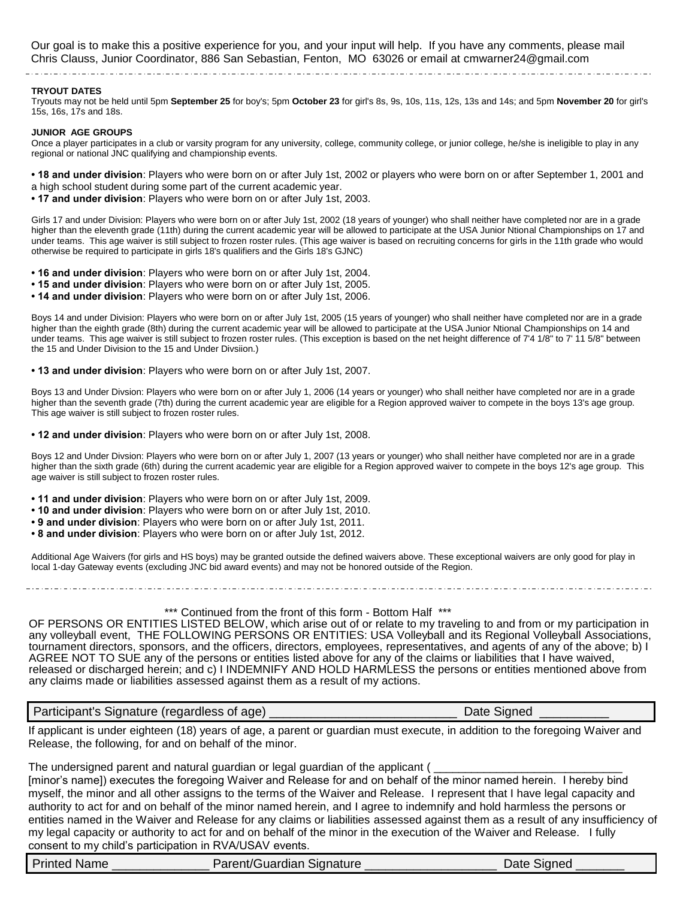Our goal is to make this a positive experience for you, and your input will help. If you have any comments, please mail Chris Clauss, Junior Coordinator, 886 San Sebastian, Fenton, MO 63026 or email at cmwarner24@gmail.com

---

**TRYOUT DATES**

Tryouts may not be held until 5pm **September 25** for boy's; 5pm **October 23** for girl's 8s, 9s, 10s, 11s, 12s, 13s and 14s; and 5pm **November 20** for girl's 15s, 16s, 17s and 18s.

**JUNIOR AGE GROUPS**

Once a player participates in a club or varsity program for any university, college, community college, or junior college, he/she is ineligible to play in any regional or national JNC qualifying and championship events.

- **18 and under division**: Players who were born on or after July 1st, 2002 or players who were born on or after September 1, 2001 and a high school student during some part of the current academic year.
- **17 and under division**: Players who were born on or after July 1st, 2003.

Girls 17 and under Division: Players who were born on or after July 1st, 2002 (18 years of younger) who shall neither have completed nor are in a grade higher than the eleventh grade (11th) during the current academic year will be allowed to participate at the USA Junior Ntional Championships on 17 and under teams. This age waiver is still subject to frozen roster rules. (This age waiver is based on recruiting concerns for girls in the 11th grade who would otherwise be required to participate in girls 18's qualifiers and the Girls 18's GJNC)

- **16 and under division**: Players who were born on or after July 1st, 2004.
- **15 and under division**: Players who were born on or after July 1st, 2005.
- **14 and under division**: Players who were born on or after July 1st, 2006.

Boys 14 and under Division: Players who were born on or after July 1st, 2005 (15 years of younger) who shall neither have completed nor are in a grade higher than the eighth grade (8th) during the current academic year will be allowed to participate at the USA Junior Ntional Championships on 14 and under teams. This age waiver is still subject to frozen roster rules. (This exception is based on the net height difference of 7'4 1/8" to 7' 11 5/8" between the 15 and Under Division to the 15 and Under Divsiion.)

- **13 and under division**: Players who were born on or after July 1st, 2007.

Boys 13 and Under Divsion: Players who were born on or after July 1, 2006 (14 years or younger) who shall neither have completed nor are in a grade higher than the seventh grade (7th) during the current academic year are eligible for a Region approved waiver to compete in the boys 13's age group. This age waiver is still subject to frozen roster rules.

- **12 and under division**: Players who were born on or after July 1st, 2008.

Boys 12 and Under Divsion: Players who were born on or after July 1, 2007 (13 years or younger) who shall neither have completed nor are in a grade higher than the sixth grade (6th) during the current academic year are eligible for a Region approved waiver to compete in the boys 12's age group. This age waiver is still subject to frozen roster rules.

- **11 and under division**: Players who were born on or after July 1st, 2009.
- **10 and under division**: Players who were born on or after July 1st, 2010.
- **9 and under division**: Players who were born on or after July 1st, 2011.
- **8 and under division**: Players who were born on or after July 1st, 2012.

Additional Age Waivers (for girls and HS boys) may be granted outside the defined waivers above. These exceptional waivers are only good for play in local 1-day Gateway events (excluding JNC bid award events) and may not be honored outside of the Region.

---

*** Continued from the front of this form - Bottom Half ***

OF PERSONS OR ENTITIES LISTED BELOW, which arise out of or relate to my traveling to and from or my participation in any volleyball event, THE FOLLOWING PERSONS OR ENTITIES: USA Volleyball and its Regional Volleyball Associations, tournament directors, sponsors, and the officers, directors, employees, representatives, and agents of any of the above; b) I AGREE NOT TO SUE any of the persons or entities listed above for any of the claims or liabilities that I have waived, released or discharged herein; and c) I INDEMNIFY AND HOLD HARMLESS the persons or entities mentioned above from any claims made or liabilities assessed against them as a result of my actions.

Participant's Signature (regardless of age) __________________________ Date Signed __________

If applicant is under eighteen (18) years of age, a parent or guardian must execute, in addition to the foregoing Waiver and Release, the following, for and on behalf of the minor.

The undersigned parent and natural guardian or legal guardian of the applicant ( _____________________________ [minor's name]) executes the foregoing Waiver and Release for and on behalf of the minor named herein. I hereby bind myself, the minor and all other assigns to the terms of the Waiver and Release. I represent that I have legal capacity and authority to act for and on behalf of the minor named herein, and I agree to indemnify and hold harmless the persons or entities named in the Waiver and Release for any claims or liabilities assessed against them as a result of any insufficiency of my legal capacity or authority to act for and on behalf of the minor in the execution of the Waiver and Release. I fully consent to my child's participation in RVA/USAV events.

Printed Name ______________ Parent/Guardian Signature ___________________ Date Signed _______